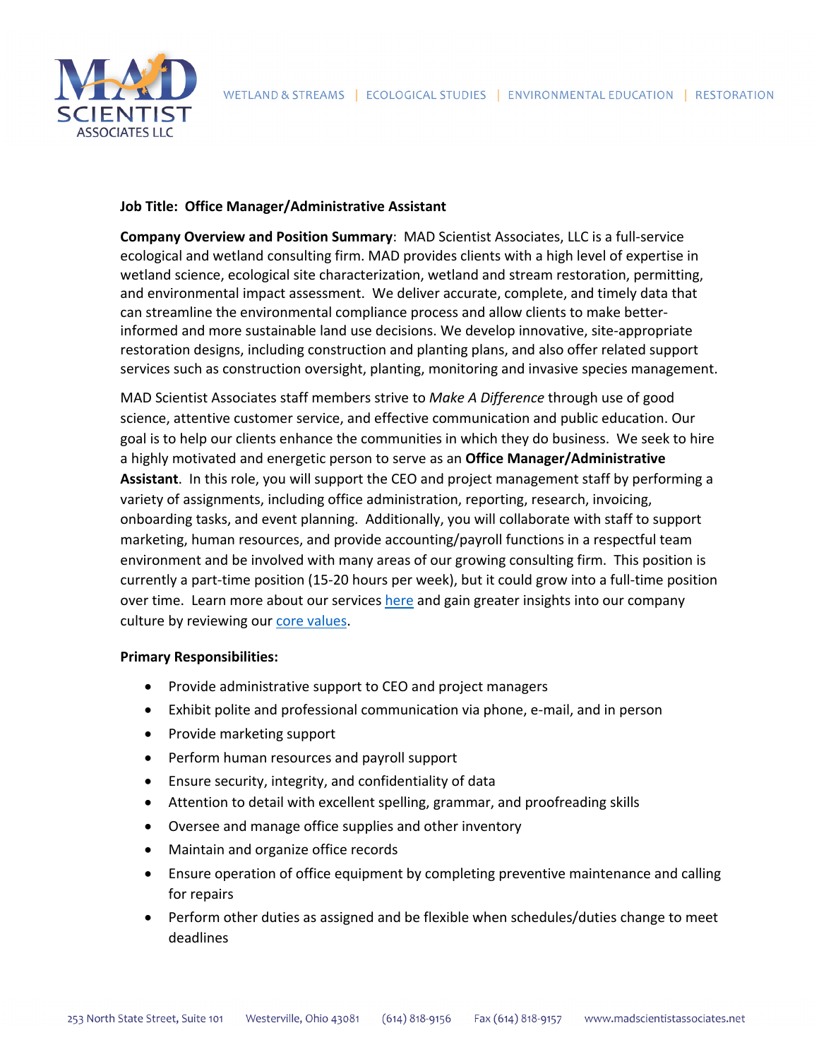**Job Title: Office Manager/Administrative Assistant**

**Company Overview and Position Summary**: MAD Scientist Associates, LLC is a full-service ecological and wetland consulting firm. MAD provides clients with a high level of expertise in wetland science, ecological site characterization, wetland and stream restoration, permitting, and environmental impact assessment. We deliver accurate, complete, and timely data that can streamline the environmental compliance process and allow clients to make better-informed and more sustainable land use decisions. We develop innovative, site-appropriate restoration designs, including construction and planting plans, and also offer related support services such as construction oversight, planting, monitoring and invasive species management.

MAD Scientist Associates staff members strive to *Make A Difference* through use of good science, attentive customer service, and effective communication and public education. Our goal is to help our clients enhance the communities in which they do business. We seek to hire a highly motivated and energetic person to serve as an **Office Manager/Administrative Assistant**. In this role, you will support the CEO and project management staff by performing a variety of assignments, including office administration, reporting, research, invoicing, onboarding tasks, and event planning. Additionally, you will collaborate with staff to support marketing, human resources, and provide accounting/payroll functions in a respectful team environment and be involved with many areas of our growing consulting firm. This position is currently a part-time position (15-20 hours per week), but it could grow into a full-time position over time. Learn more about our services here and gain greater insights into our company culture by reviewing our core values.

**Primary Responsibilities:**

- Provide administrative support to CEO and project managers
- Exhibit polite and professional communication via phone, e-mail, and in person
- Provide marketing support
- Perform human resources and payroll support
- Ensure security, integrity, and confidentiality of data
- Attention to detail with excellent spelling, grammar, and proofreading skills
- Oversee and manage office supplies and other inventory
- Maintain and organize office records
- Ensure operation of office equipment by completing preventive maintenance and calling for repairs
- Perform other duties as assigned and be flexible when schedules/duties change to meet deadlines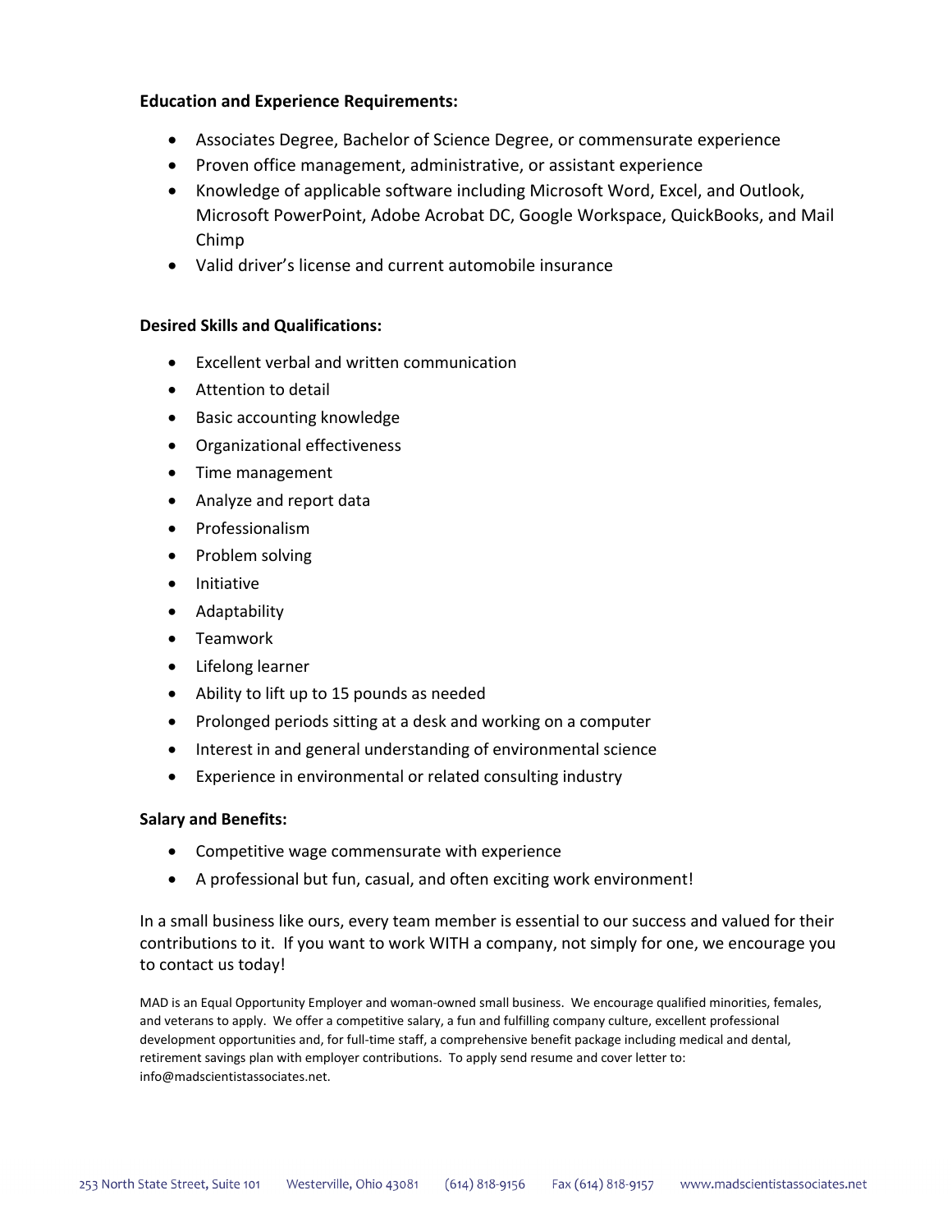**Education and Experience Requirements:**

- Associates Degree, Bachelor of Science Degree, or commensurate experience
- Proven office management, administrative, or assistant experience
- Knowledge of applicable software including Microsoft Word, Excel, and Outlook, Microsoft PowerPoint, Adobe Acrobat DC, Google Workspace, QuickBooks, and Mail Chimp
- Valid driver's license and current automobile insurance

**Desired Skills and Qualifications:**

- Excellent verbal and written communication
- Attention to detail
- Basic accounting knowledge
- Organizational effectiveness
- Time management
- Analyze and report data
- Professionalism
- Problem solving
- Initiative
- Adaptability
- Teamwork
- Lifelong learner
- Ability to lift up to 15 pounds as needed
- Prolonged periods sitting at a desk and working on a computer
- Interest in and general understanding of environmental science
- Experience in environmental or related consulting industry

**Salary and Benefits:**

- Competitive wage commensurate with experience
- A professional but fun, casual, and often exciting work environment!

In a small business like ours, every team member is essential to our success and valued for their contributions to it. If you want to work WITH a company, not simply for one, we encourage you to contact us today!

MAD is an Equal Opportunity Employer and woman-owned small business. We encourage qualified minorities, females, and veterans to apply. We offer a competitive salary, a fun and fulfilling company culture, excellent professional development opportunities and, for full-time staff, a comprehensive benefit package including medical and dental, retirement savings plan with employer contributions. To apply send resume and cover letter to: info@madscientistassociates.net.

253 North State Street, Suite 101 Westerville, Ohio 43081 (614) 818-9156 Fax (614) 818-9157 www.madscientistassociates.net